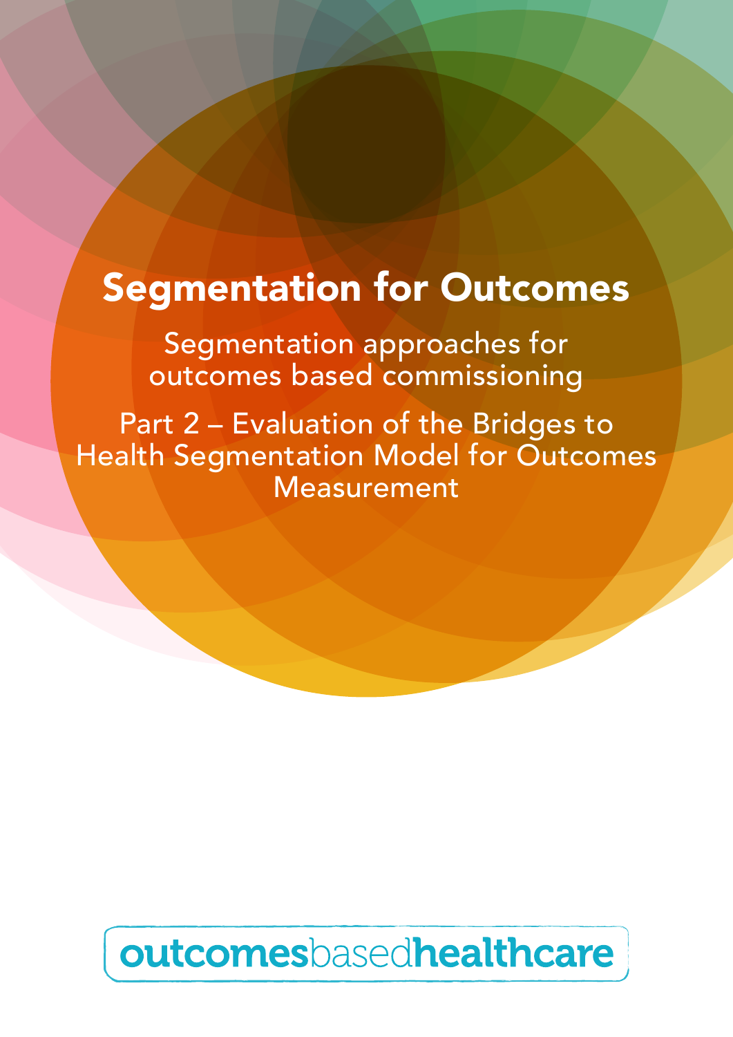# Segmentation for Outcomes

Segmentation approaches for outcomes based commissioning

Part 2 – Evaluation of the Bridges to Health Segmentation Model for Outcomes Measurement

**outcomes**based**healthcare**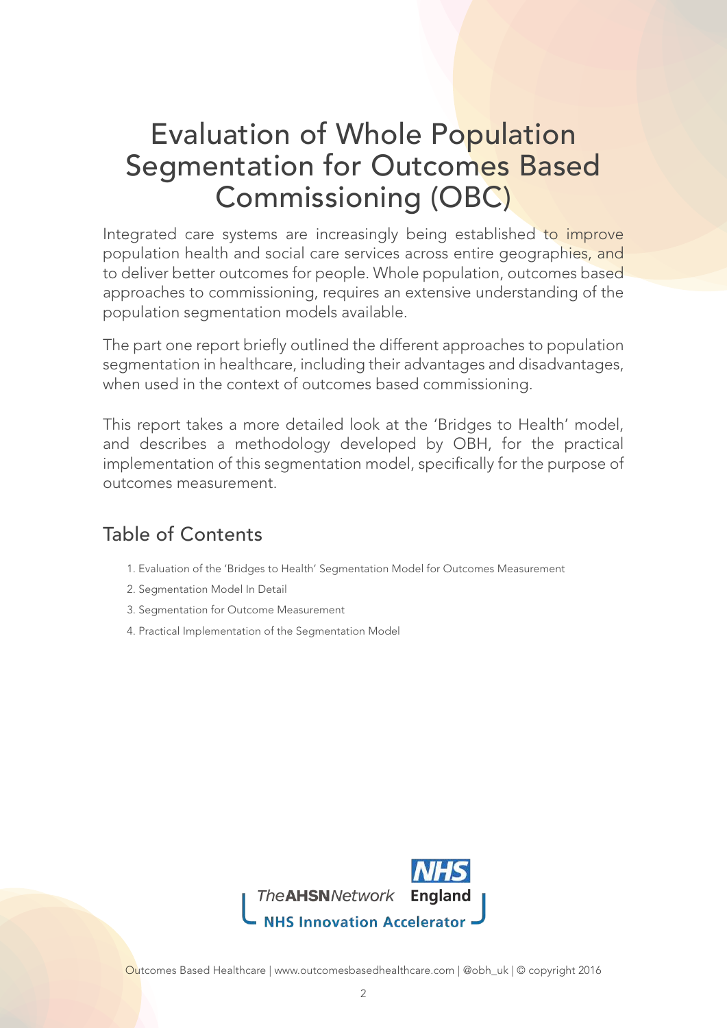# Evaluation of Whole Population Segmentation for Outcomes Based Commissioning (OBC)

Integrated care systems are increasingly being established to improve population health and social care services across entire geographies, and to deliver better outcomes for people. Whole population, outcomes based approaches to commissioning, requires an extensive understanding of the population segmentation models available.

The part one report briefly outlined the different approaches to population segmentation in healthcare, including their advantages and disadvantages, when used in the context of outcomes based commissioning.

This report takes a more detailed look at the 'Bridges to Health' model, and describes a methodology developed by OBH, for the practical implementation of this segmentation model, specifically for the purpose of outcomes measurement.

## Table of Contents

1. Evaluation of the 'Bridges to Health' Segmentation Model for Outcomes Measurement
2. Segmentation Model In Detail
3. Segmentation for Outcome Measurement
4. Practical Implementation of the Segmentation Model

The AHSN Network | NHS England | NHS Innovation Accelerator

Outcomes Based Healthcare | www.outcomesbasedhealthcare.com | @obh_uk | © copyright 2016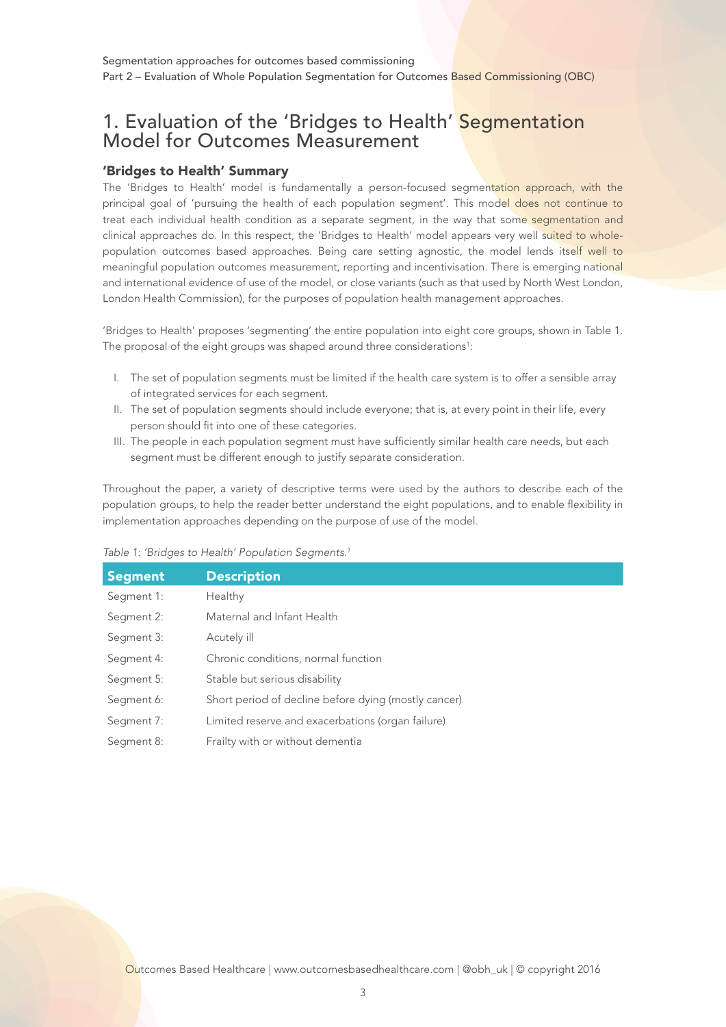# 1. Evaluation of the 'Bridges to Health' Segmentation Model for Outcomes Measurement

### 'Bridges to Health' Summary

The 'Bridges to Health' model is fundamentally a person-focused segmentation approach, with the principal goal of 'pursuing the health of each population segment'. This model does not continue to treat each individual health condition as a separate segment, in the way that some segmentation and clinical approaches do. In this respect, the 'Bridges to Health' model appears very well suited to whole-population outcomes based approaches. Being care setting agnostic, the model lends itself well to meaningful population outcomes measurement, reporting and incentivisation. There is emerging national and international evidence of use of the model, or close variants (such as that used by North West London, London Health Commission), for the purposes of population health management approaches.

'Bridges to Health' proposes 'segmenting' the entire population into eight core groups, shown in Table 1. The proposal of the eight groups was shaped around three considerations[1]:

I. The set of population segments must be limited if the health care system is to offer a sensible array of integrated services for each segment.
II. The set of population segments should include everyone; that is, at every point in their life, every person should fit into one of these categories.
III. The people in each population segment must have sufficiently similar health care needs, but each segment must be different enough to justify separate consideration.

Throughout the paper, a variety of descriptive terms were used by the authors to describe each of the population groups, to help the reader better understand the eight populations, and to enable flexibility in implementation approaches depending on the purpose of use of the model.

*Table 1: 'Bridges to Health' Population Segments.[1]*

| Segment | Description |
|---|---|
| Segment 1: | Healthy |
| Segment 2: | Maternal and Infant Health |
| Segment 3: | Acutely ill |
| Segment 4: | Chronic conditions, normal function |
| Segment 5: | Stable but serious disability |
| Segment 6: | Short period of decline before dying (mostly cancer) |
| Segment 7: | Limited reserve and exacerbations (organ failure) |
| Segment 8: | Frailty with or without dementia |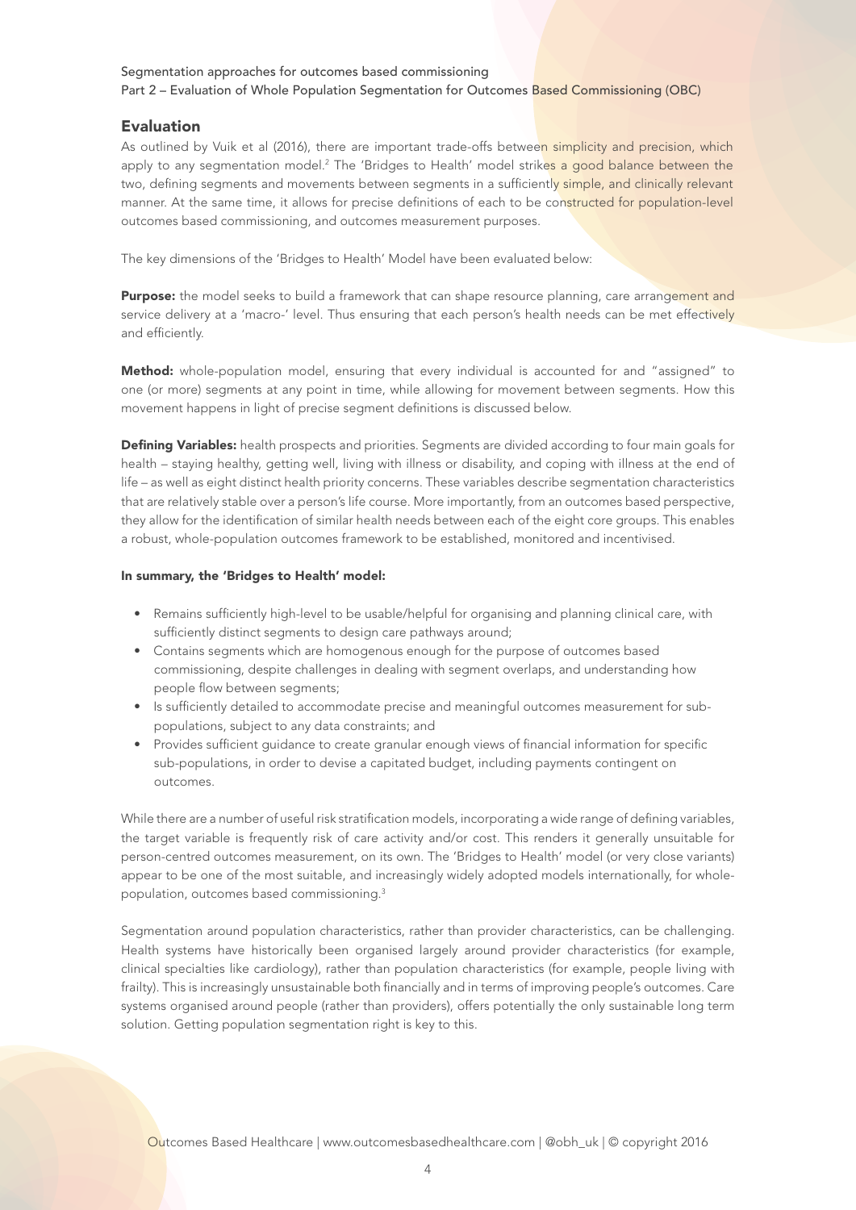## Evaluation

As outlined by Vuik et al (2016), there are important trade-offs between simplicity and precision, which apply to any segmentation model.[2] The 'Bridges to Health' model strikes a good balance between the two, defining segments and movements between segments in a sufficiently simple, and clinically relevant manner. At the same time, it allows for precise definitions of each to be constructed for population-level outcomes based commissioning, and outcomes measurement purposes.

The key dimensions of the 'Bridges to Health' Model have been evaluated below:

**Purpose:** the model seeks to build a framework that can shape resource planning, care arrangement and service delivery at a 'macro-' level. Thus ensuring that each person's health needs can be met effectively and efficiently.

**Method:** whole-population model, ensuring that every individual is accounted for and "assigned" to one (or more) segments at any point in time, while allowing for movement between segments. How this movement happens in light of precise segment definitions is discussed below.

**Defining Variables:** health prospects and priorities. Segments are divided according to four main goals for health – staying healthy, getting well, living with illness or disability, and coping with illness at the end of life – as well as eight distinct health priority concerns. These variables describe segmentation characteristics that are relatively stable over a person's life course. More importantly, from an outcomes based perspective, they allow for the identification of similar health needs between each of the eight core groups. This enables a robust, whole-population outcomes framework to be established, monitored and incentivised.

**In summary, the 'Bridges to Health' model:**

- Remains sufficiently high-level to be usable/helpful for organising and planning clinical care, with sufficiently distinct segments to design care pathways around;
- Contains segments which are homogenous enough for the purpose of outcomes based commissioning, despite challenges in dealing with segment overlaps, and understanding how people flow between segments;
- Is sufficiently detailed to accommodate precise and meaningful outcomes measurement for sub-populations, subject to any data constraints; and
- Provides sufficient guidance to create granular enough views of financial information for specific sub-populations, in order to devise a capitated budget, including payments contingent on outcomes.

While there are a number of useful risk stratification models, incorporating a wide range of defining variables, the target variable is frequently risk of care activity and/or cost. This renders it generally unsuitable for person-centred outcomes measurement, on its own. The 'Bridges to Health' model (or very close variants) appear to be one of the most suitable, and increasingly widely adopted models internationally, for whole-population, outcomes based commissioning.[3]

Segmentation around population characteristics, rather than provider characteristics, can be challenging. Health systems have historically been organised largely around provider characteristics (for example, clinical specialties like cardiology), rather than population characteristics (for example, people living with frailty). This is increasingly unsustainable both financially and in terms of improving people's outcomes. Care systems organised around people (rather than providers), offers potentially the only sustainable long term solution. Getting population segmentation right is key to this.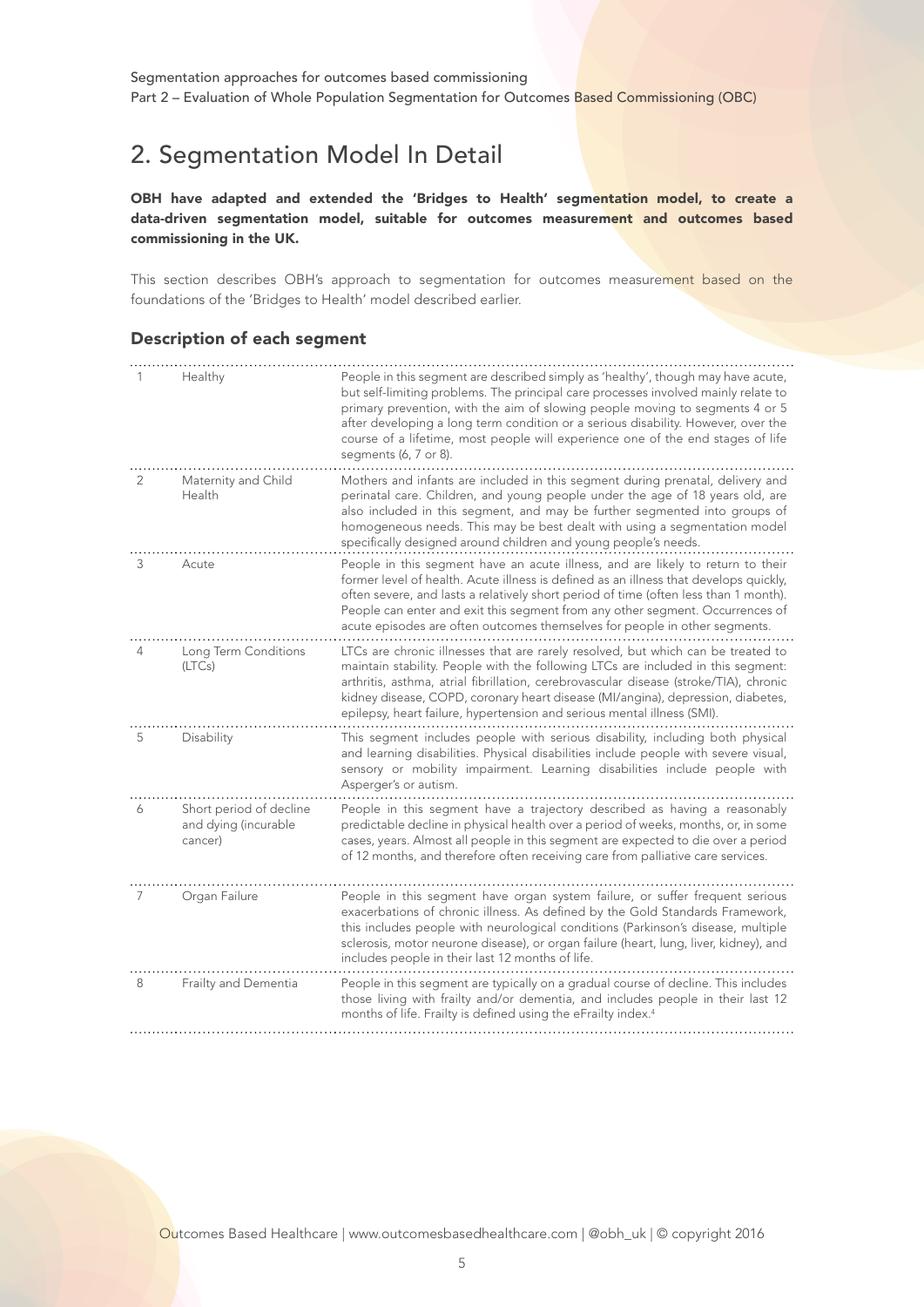## 2. Segmentation Model In Detail

**OBH have adapted and extended the 'Bridges to Health' segmentation model, to create a data-driven segmentation model, suitable for outcomes measurement and outcomes based commissioning in the UK.**

This section describes OBH's approach to segmentation for outcomes measurement based on the foundations of the 'Bridges to Health' model described earlier.

### Description of each segment

| | | |
|---|---|---|
| 1 | Healthy | People in this segment are described simply as 'healthy', though may have acute, but self-limiting problems. The principal care processes involved mainly relate to primary prevention, with the aim of slowing people moving to segments 4 or 5 after developing a long term condition or a serious disability. However, over the course of a lifetime, most people will experience one of the end stages of life segments (6, 7 or 8). |
| 2 | Maternity and Child Health | Mothers and infants are included in this segment during prenatal, delivery and perinatal care. Children, and young people under the age of 18 years old, are also included in this segment, and may be further segmented into groups of homogeneous needs. This may be best dealt with using a segmentation model specifically designed around children and young people's needs. |
| 3 | Acute | People in this segment have an acute illness, and are likely to return to their former level of health. Acute illness is defined as an illness that develops quickly, often severe, and lasts a relatively short period of time (often less than 1 month). People can enter and exit this segment from any other segment. Occurrences of acute episodes are often outcomes themselves for people in other segments. |
| 4 | Long Term Conditions (LTCs) | LTCs are chronic illnesses that are rarely resolved, but which can be treated to maintain stability. People with the following LTCs are included in this segment: arthritis, asthma, atrial fibrillation, cerebrovascular disease (stroke/TIA), chronic kidney disease, COPD, coronary heart disease (MI/angina), depression, diabetes, epilepsy, heart failure, hypertension and serious mental illness (SMI). |
| 5 | Disability | This segment includes people with serious disability, including both physical and learning disabilities. Physical disabilities include people with severe visual, sensory or mobility impairment. Learning disabilities include people with Asperger's or autism. |
| 6 | Short period of decline and dying (incurable cancer) | People in this segment have a trajectory described as having a reasonably predictable decline in physical health over a period of weeks, months, or, in some cases, years. Almost all people in this segment are expected to die over a period of 12 months, and therefore often receiving care from palliative care services. |
| 7 | Organ Failure | People in this segment have organ system failure, or suffer frequent serious exacerbations of chronic illness. As defined by the Gold Standards Framework, this includes people with neurological conditions (Parkinson's disease, multiple sclerosis, motor neurone disease), or organ failure (heart, lung, liver, kidney), and includes people in their last 12 months of life. |
| 8 | Frailty and Dementia | People in this segment are typically on a gradual course of decline. This includes those living with frailty and/or dementia, and includes people in their last 12 months of life. Frailty is defined using the eFrailty index.[4] |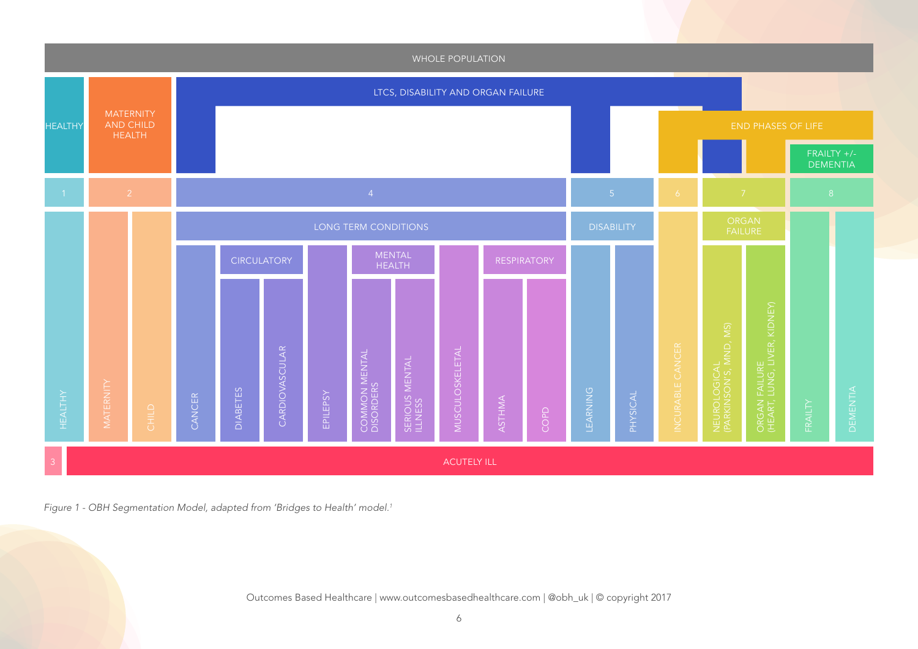WHOLE POPULATION

| 1 | 2 | | 4 | | | | | | | | | | 5 | | 6 | 7 | | 8 | |
|---|---|---|---|---|---|---|---|---|---|---|---|---|---|---|---|---|---|---|---|
| HEALTHY | MATERNITY AND CHILD HEALTH | | LTCS, DISABILITY AND ORGAN FAILURE | | | | | | | | | | | | END PHASES OF LIFE | | | FRAILTY +/- DEMENTIA | |
| | | | LONG TERM CONDITIONS | | | | | | | | | | DISABILITY | | | ORGAN FAILURE | | | |
| | | | | CIRCULATORY | | | MENTAL HEALTH | | | RESPIRATORY | | | | | | | | | |
| HEALTHY | MATERNITY | CHILD | CANCER | DIABETES | CARDIOVASCULAR | EPILEPSY | COMMON MENTAL DISORDERS | SERIOUS MENTAL ILLNESS | MUSCULOSKELETAL | ASTHMA | COPD | | LEARNING | PHYSICAL | INCURABLE CANCER | NEUROLOGICAL (PARKINSON'S, MND, MS) | ORGAN FAILURE (HEART, LUNG, LIVER, KIDNEY) | FRAILTY | DEMENTIA |
| 3 | ACUTELY ILL | | | | | | | | | | | | | | | | | | |

*Figure 1 - OBH Segmentation Model, adapted from 'Bridges to Health' model.[1]*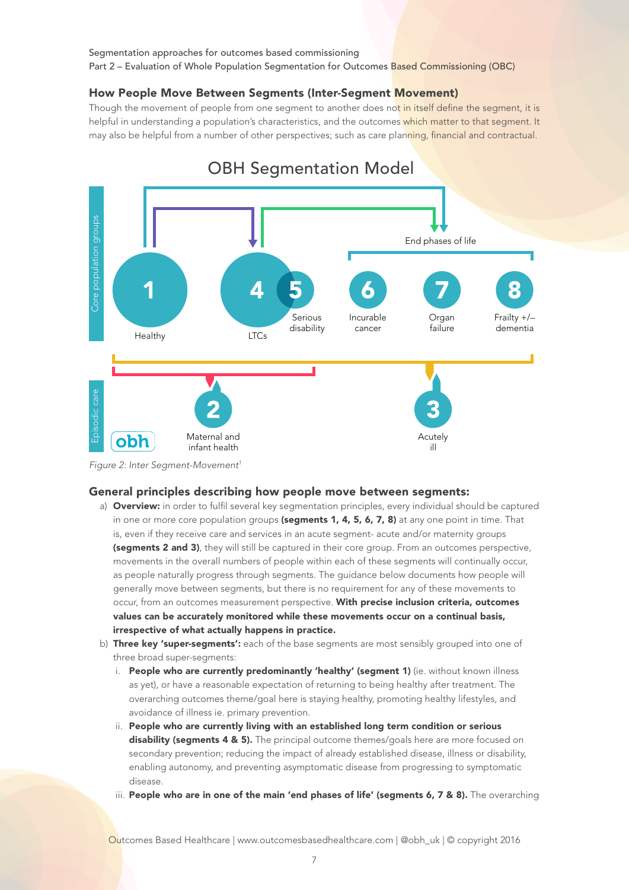## How People Move Between Segments (Inter-Segment Movement)

Though the movement of people from one segment to another does not in itself define the segment, it is helpful in understanding a population's characteristics, and the outcomes which matter to that segment. It may also be helpful from a number of other perspectives; such as care planning, financial and contractual.

OBH Segmentation Model

Core population groups: 1 Healthy; 4 LTCs; 5 Serious disability; End phases of life: 6 Incurable cancer; 7 Organ failure; 8 Frailty +/– dementia

Episodic care: 2 Maternal and infant health; 3 Acutely ill

*Figure 2: Inter Segment-Movement*[1]

## General principles describing how people move between segments:

a) **Overview:** in order to fulfil several key segmentation principles, every individual should be captured in one or more core population groups **(segments 1, 4, 5, 6, 7, 8)** at any one point in time. That is, even if they receive care and services in an acute segment- acute and/or maternity groups **(segments 2 and 3)**, they will still be captured in their core group. From an outcomes perspective, movements in the overall numbers of people within each of these segments will continually occur, as people naturally progress through segments. The guidance below documents how people will generally move between segments, but there is no requirement for any of these movements to occur, from an outcomes measurement perspective. **With precise inclusion criteria, outcomes values can be accurately monitored while these movements occur on a continual basis, irrespective of what actually happens in practice.**

b) **Three key 'super-segments':** each of the base segments are most sensibly grouped into one of three broad super-segments:

   i. **People who are currently predominantly 'healthy' (segment 1)** (ie. without known illness as yet), or have a reasonable expectation of returning to being healthy after treatment. The overarching outcomes theme/goal here is staying healthy, promoting healthy lifestyles, and avoidance of illness ie. primary prevention.

   ii. **People who are currently living with an established long term condition or serious disability (segments 4 & 5).** The principal outcome themes/goals here are more focused on secondary prevention; reducing the impact of already established disease, illness or disability, enabling autonomy, and preventing asymptomatic disease from progressing to symptomatic disease.

   iii. **People who are in one of the main 'end phases of life' (segments 6, 7 & 8).** The overarching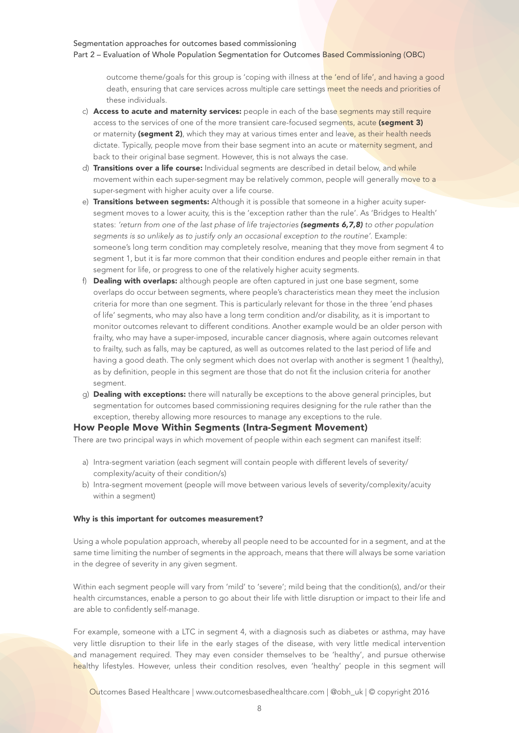outcome theme/goals for this group is 'coping with illness at the 'end of life', and having a good death, ensuring that care services across multiple care settings meet the needs and priorities of these individuals.

c) **Access to acute and maternity services:** people in each of the base segments may still require access to the services of one of the more transient care-focused segments, acute **(segment 3)** or maternity **(segment 2)**, which they may at various times enter and leave, as their health needs dictate. Typically, people move from their base segment into an acute or maternity segment, and back to their original base segment. However, this is not always the case.
d) **Transitions over a life course:** Individual segments are described in detail below, and while movement within each super-segment may be relatively common, people will generally move to a super-segment with higher acuity over a life course.
e) **Transitions between segments:** Although it is possible that someone in a higher acuity super-segment moves to a lower acuity, this is the 'exception rather than the rule'. As 'Bridges to Health' states: *'return from one of the last phase of life trajectories **(segments 6,7,8)** to other population segments is so unlikely as to justify only an occasional exception to the routine'.* Example: someone's long term condition may completely resolve, meaning that they move from segment 4 to segment 1, but it is far more common that their condition endures and people either remain in that segment for life, or progress to one of the relatively higher acuity segments.
f) **Dealing with overlaps:** although people are often captured in just one base segment, some overlaps do occur between segments, where people's characteristics mean they meet the inclusion criteria for more than one segment. This is particularly relevant for those in the three 'end phases of life' segments, who may also have a long term condition and/or disability, as it is important to monitor outcomes relevant to different conditions. Another example would be an older person with frailty, who may have a super-imposed, incurable cancer diagnosis, where again outcomes relevant to frailty, such as falls, may be captured, as well as outcomes related to the last period of life and having a good death. The only segment which does not overlap with another is segment 1 (healthy), as by definition, people in this segment are those that do not fit the inclusion criteria for another segment.
g) **Dealing with exceptions:** there will naturally be exceptions to the above general principles, but segmentation for outcomes based commissioning requires designing for the rule rather than the exception, thereby allowing more resources to manage any exceptions to the rule.

## How People Move Within Segments (Intra-Segment Movement)

There are two principal ways in which movement of people within each segment can manifest itself:

a) Intra-segment variation (each segment will contain people with different levels of severity/complexity/acuity of their condition/s)
b) Intra-segment movement (people will move between various levels of severity/complexity/acuity within a segment)

#### Why is this important for outcomes measurement?

Using a whole population approach, whereby all people need to be accounted for in a segment, and at the same time limiting the number of segments in the approach, means that there will always be some variation in the degree of severity in any given segment.

Within each segment people will vary from 'mild' to 'severe'; mild being that the condition(s), and/or their health circumstances, enable a person to go about their life with little disruption or impact to their life and are able to confidently self-manage.

For example, someone with a LTC in segment 4, with a diagnosis such as diabetes or asthma, may have very little disruption to their life in the early stages of the disease, with very little medical intervention and management required. They may even consider themselves to be 'healthy', and pursue otherwise healthy lifestyles. However, unless their condition resolves, even 'healthy' people in this segment will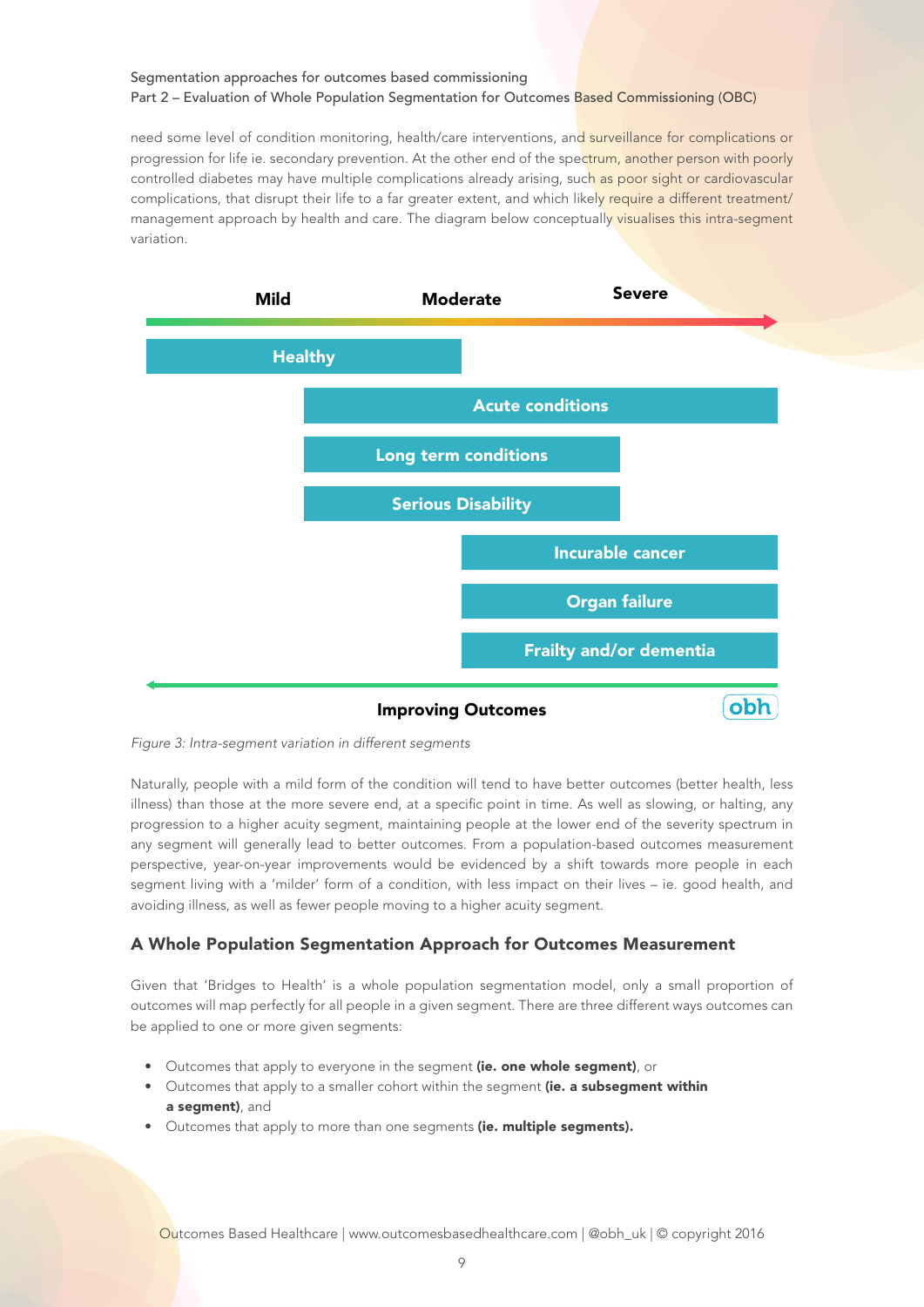need some level of condition monitoring, health/care interventions, and surveillance for complications or progression for life ie. secondary prevention. At the other end of the spectrum, another person with poorly controlled diabetes may have multiple complications already arising, such as poor sight or cardiovascular complications, that disrupt their life to a far greater extent, and which likely require a different treatment/management approach by health and care. The diagram below conceptually visualises this intra-segment variation.

*Figure 3: Intra-segment variation in different segments*

Naturally, people with a mild form of the condition will tend to have better outcomes (better health, less illness) than those at the more severe end, at a specific point in time. As well as slowing, or halting, any progression to a higher acuity segment, maintaining people at the lower end of the severity spectrum in any segment will generally lead to better outcomes. From a population-based outcomes measurement perspective, year-on-year improvements would be evidenced by a shift towards more people in each segment living with a 'milder' form of a condition, with less impact on their lives – ie. good health, and avoiding illness, as well as fewer people moving to a higher acuity segment.

## A Whole Population Segmentation Approach for Outcomes Measurement

Given that 'Bridges to Health' is a whole population segmentation model, only a small proportion of outcomes will map perfectly for all people in a given segment. There are three different ways outcomes can be applied to one or more given segments:

- Outcomes that apply to everyone in the segment **(ie. one whole segment)**, or
- Outcomes that apply to a smaller cohort within the segment **(ie. a subsegment within a segment)**, and
- Outcomes that apply to more than one segments **(ie. multiple segments).**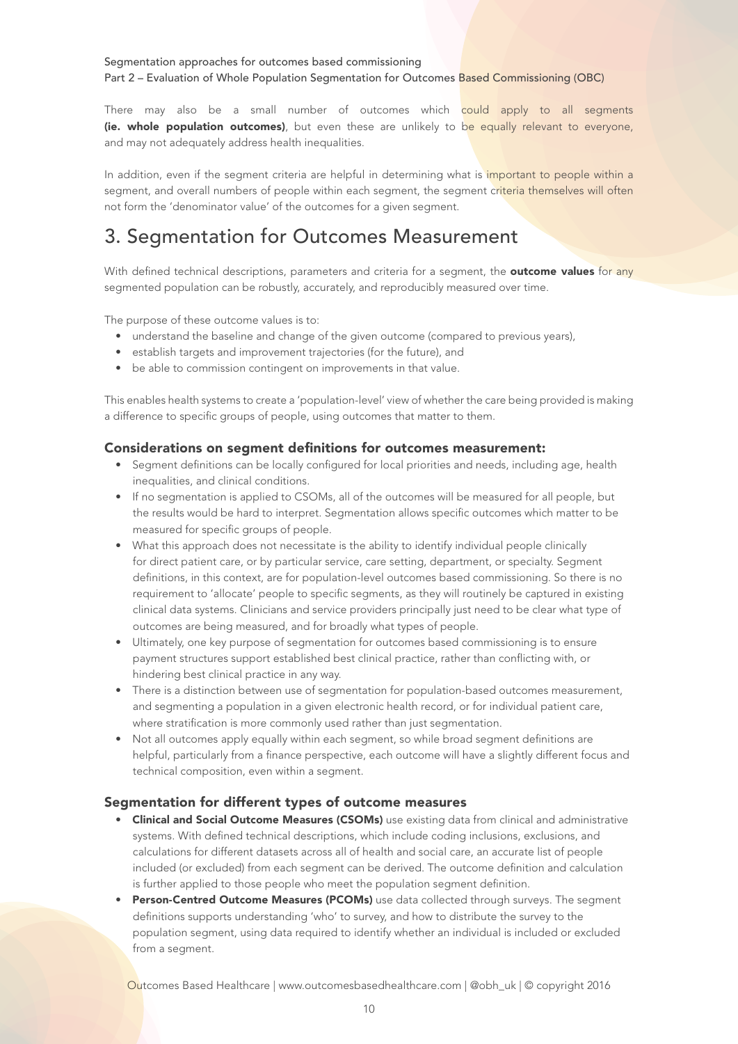There may also be a small number of outcomes which could apply to all segments **(ie. whole population outcomes)**, but even these are unlikely to be equally relevant to everyone, and may not adequately address health inequalities.

In addition, even if the segment criteria are helpful in determining what is important to people within a segment, and overall numbers of people within each segment, the segment criteria themselves will often not form the 'denominator value' of the outcomes for a given segment.

# 3. Segmentation for Outcomes Measurement

With defined technical descriptions, parameters and criteria for a segment, the **outcome values** for any segmented population can be robustly, accurately, and reproducibly measured over time.

The purpose of these outcome values is to:

- understand the baseline and change of the given outcome (compared to previous years),
- establish targets and improvement trajectories (for the future), and
- be able to commission contingent on improvements in that value.

This enables health systems to create a 'population-level' view of whether the care being provided is making a difference to specific groups of people, using outcomes that matter to them.

### Considerations on segment definitions for outcomes measurement:

- Segment definitions can be locally configured for local priorities and needs, including age, health inequalities, and clinical conditions.
- If no segmentation is applied to CSOMs, all of the outcomes will be measured for all people, but the results would be hard to interpret. Segmentation allows specific outcomes which matter to be measured for specific groups of people.
- What this approach does not necessitate is the ability to identify individual people clinically for direct patient care, or by particular service, care setting, department, or specialty. Segment definitions, in this context, are for population-level outcomes based commissioning. So there is no requirement to 'allocate' people to specific segments, as they will routinely be captured in existing clinical data systems. Clinicians and service providers principally just need to be clear what type of outcomes are being measured, and for broadly what types of people.
- Ultimately, one key purpose of segmentation for outcomes based commissioning is to ensure payment structures support established best clinical practice, rather than conflicting with, or hindering best clinical practice in any way.
- There is a distinction between use of segmentation for population-based outcomes measurement, and segmenting a population in a given electronic health record, or for individual patient care, where stratification is more commonly used rather than just segmentation.
- Not all outcomes apply equally within each segment, so while broad segment definitions are helpful, particularly from a finance perspective, each outcome will have a slightly different focus and technical composition, even within a segment.

### Segmentation for different types of outcome measures

- **Clinical and Social Outcome Measures (CSOMs)** use existing data from clinical and administrative systems. With defined technical descriptions, which include coding inclusions, exclusions, and calculations for different datasets across all of health and social care, an accurate list of people included (or excluded) from each segment can be derived. The outcome definition and calculation is further applied to those people who meet the population segment definition.
- **Person-Centred Outcome Measures (PCOMs)** use data collected through surveys. The segment definitions supports understanding 'who' to survey, and how to distribute the survey to the population segment, using data required to identify whether an individual is included or excluded from a segment.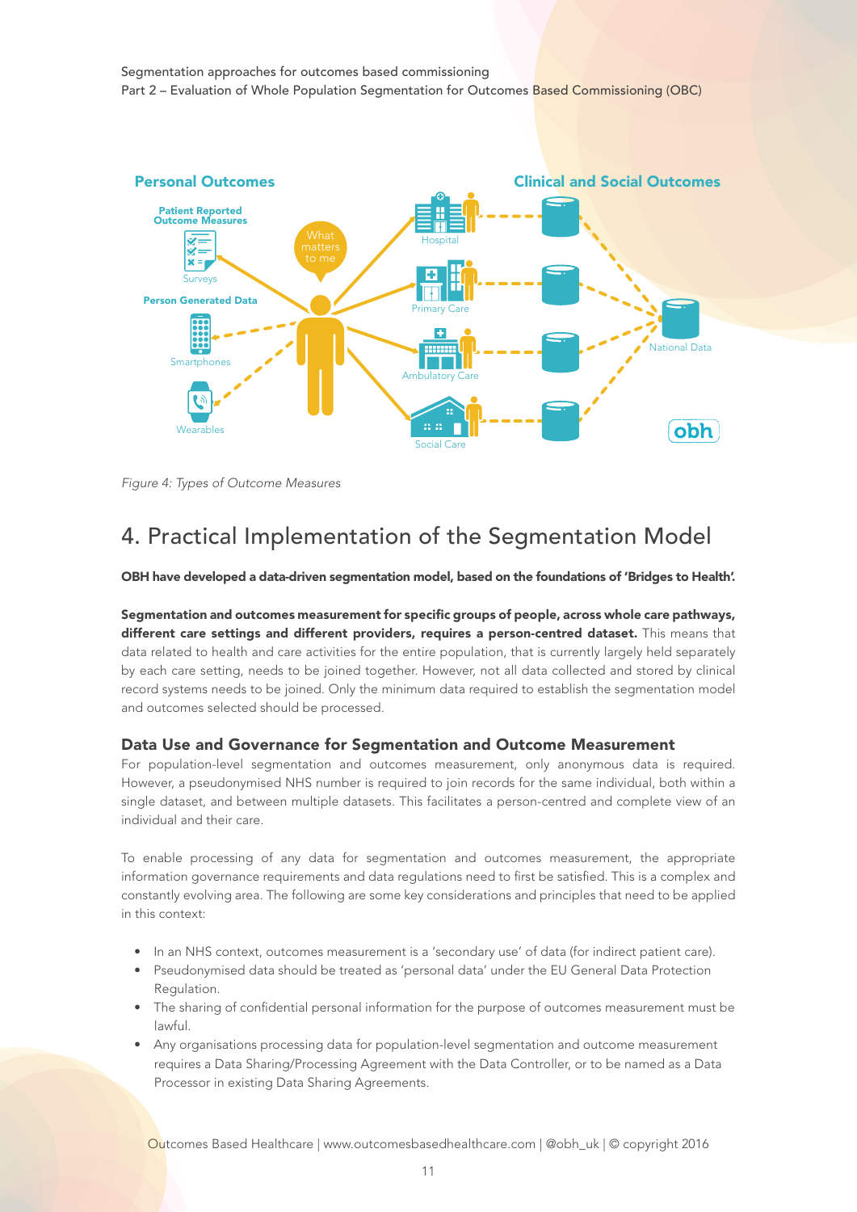Figure 4: Types of Outcome Measures

# 4. Practical Implementation of the Segmentation Model

**OBH have developed a data-driven segmentation model, based on the foundations of 'Bridges to Health'.**

**Segmentation and outcomes measurement for specific groups of people, across whole care pathways, different care settings and different providers, requires a person-centred dataset.** This means that data related to health and care activities for the entire population, that is currently largely held separately by each care setting, needs to be joined together. However, not all data collected and stored by clinical record systems needs to be joined. Only the minimum data required to establish the segmentation model and outcomes selected should be processed.

### Data Use and Governance for Segmentation and Outcome Measurement

For population-level segmentation and outcomes measurement, only anonymous data is required. However, a pseudonymised NHS number is required to join records for the same individual, both within a single dataset, and between multiple datasets. This facilitates a person-centred and complete view of an individual and their care.

To enable processing of any data for segmentation and outcomes measurement, the appropriate information governance requirements and data regulations need to first be satisfied. This is a complex and constantly evolving area. The following are some key considerations and principles that need to be applied in this context:

- In an NHS context, outcomes measurement is a 'secondary use' of data (for indirect patient care).
- Pseudonymised data should be treated as 'personal data' under the EU General Data Protection Regulation.
- The sharing of confidential personal information for the purpose of outcomes measurement must be lawful.
- Any organisations processing data for population-level segmentation and outcome measurement requires a Data Sharing/Processing Agreement with the Data Controller, or to be named as a Data Processor in existing Data Sharing Agreements.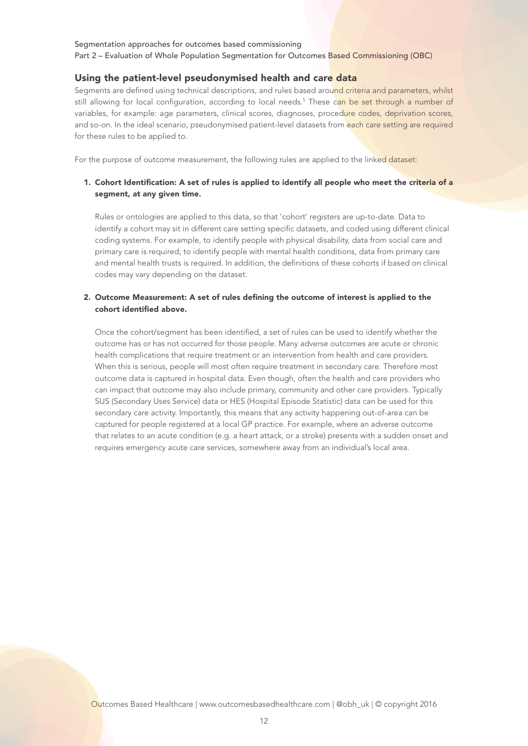## Using the patient-level pseudonymised health and care data

Segments are defined using technical descriptions, and rules based around criteria and parameters, whilst still allowing for local configuration, according to local needs.[5] These can be set through a number of variables, for example: age parameters, clinical scores, diagnoses, procedure codes, deprivation scores, and so-on. In the ideal scenario, pseudonymised patient-level datasets from each care setting are required for these rules to be applied to.

For the purpose of outcome measurement, the following rules are applied to the linked dataset:

1. **Cohort Identification: A set of rules is applied to identify all people who meet the criteria of a segment, at any given time.**

   Rules or ontologies are applied to this data, so that 'cohort' registers are up-to-date. Data to identify a cohort may sit in different care setting specific datasets, and coded using different clinical coding systems. For example, to identify people with physical disability, data from social care and primary care is required; to identify people with mental health conditions, data from primary care and mental health trusts is required. In addition, the definitions of these cohorts if based on clinical codes may vary depending on the dataset.

2. **Outcome Measurement: A set of rules defining the outcome of interest is applied to the cohort identified above.**

   Once the cohort/segment has been identified, a set of rules can be used to identify whether the outcome has or has not occurred for those people. Many adverse outcomes are acute or chronic health complications that require treatment or an intervention from health and care providers. When this is serious, people will most often require treatment in secondary care. Therefore most outcome data is captured in hospital data. Even though, often the health and care providers who can impact that outcome may also include primary, community and other care providers. Typically SUS (Secondary Uses Service) data or HES (Hospital Episode Statistic) data can be used for this secondary care activity. Importantly, this means that any activity happening out-of-area can be captured for people registered at a local GP practice. For example, where an adverse outcome that relates to an acute condition (e.g. a heart attack, or a stroke) presents with a sudden onset and requires emergency acute care services, somewhere away from an individual's local area.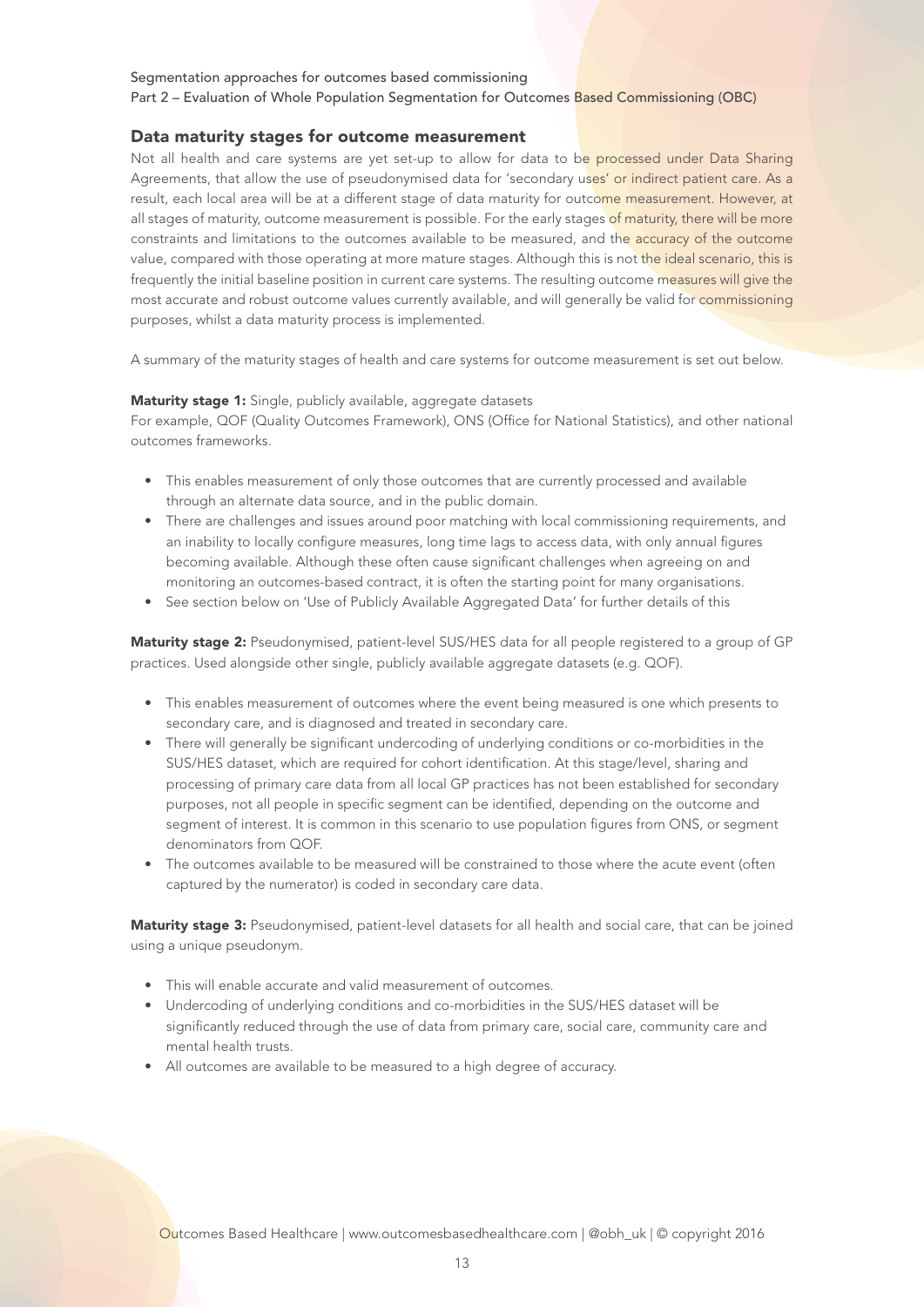## Data maturity stages for outcome measurement

Not all health and care systems are yet set-up to allow for data to be processed under Data Sharing Agreements, that allow the use of pseudonymised data for 'secondary uses' or indirect patient care. As a result, each local area will be at a different stage of data maturity for outcome measurement. However, at all stages of maturity, outcome measurement is possible. For the early stages of maturity, there will be more constraints and limitations to the outcomes available to be measured, and the accuracy of the outcome value, compared with those operating at more mature stages. Although this is not the ideal scenario, this is frequently the initial baseline position in current care systems. The resulting outcome measures will give the most accurate and robust outcome values currently available, and will generally be valid for commissioning purposes, whilst a data maturity process is implemented.

A summary of the maturity stages of health and care systems for outcome measurement is set out below.

**Maturity stage 1:** Single, publicly available, aggregate datasets
For example, QOF (Quality Outcomes Framework), ONS (Office for National Statistics), and other national outcomes frameworks.

- This enables measurement of only those outcomes that are currently processed and available through an alternate data source, and in the public domain.
- There are challenges and issues around poor matching with local commissioning requirements, and an inability to locally configure measures, long time lags to access data, with only annual figures becoming available. Although these often cause significant challenges when agreeing on and monitoring an outcomes-based contract, it is often the starting point for many organisations.
- See section below on 'Use of Publicly Available Aggregated Data' for further details of this

**Maturity stage 2:** Pseudonymised, patient-level SUS/HES data for all people registered to a group of GP practices. Used alongside other single, publicly available aggregate datasets (e.g. QOF).

- This enables measurement of outcomes where the event being measured is one which presents to secondary care, and is diagnosed and treated in secondary care.
- There will generally be significant undercoding of underlying conditions or co-morbidities in the SUS/HES dataset, which are required for cohort identification. At this stage/level, sharing and processing of primary care data from all local GP practices has not been established for secondary purposes, not all people in specific segment can be identified, depending on the outcome and segment of interest. It is common in this scenario to use population figures from ONS, or segment denominators from QOF.
- The outcomes available to be measured will be constrained to those where the acute event (often captured by the numerator) is coded in secondary care data.

**Maturity stage 3:** Pseudonymised, patient-level datasets for all health and social care, that can be joined using a unique pseudonym.

- This will enable accurate and valid measurement of outcomes.
- Undercoding of underlying conditions and co-morbidities in the SUS/HES dataset will be significantly reduced through the use of data from primary care, social care, community care and mental health trusts.
- All outcomes are available to be measured to a high degree of accuracy.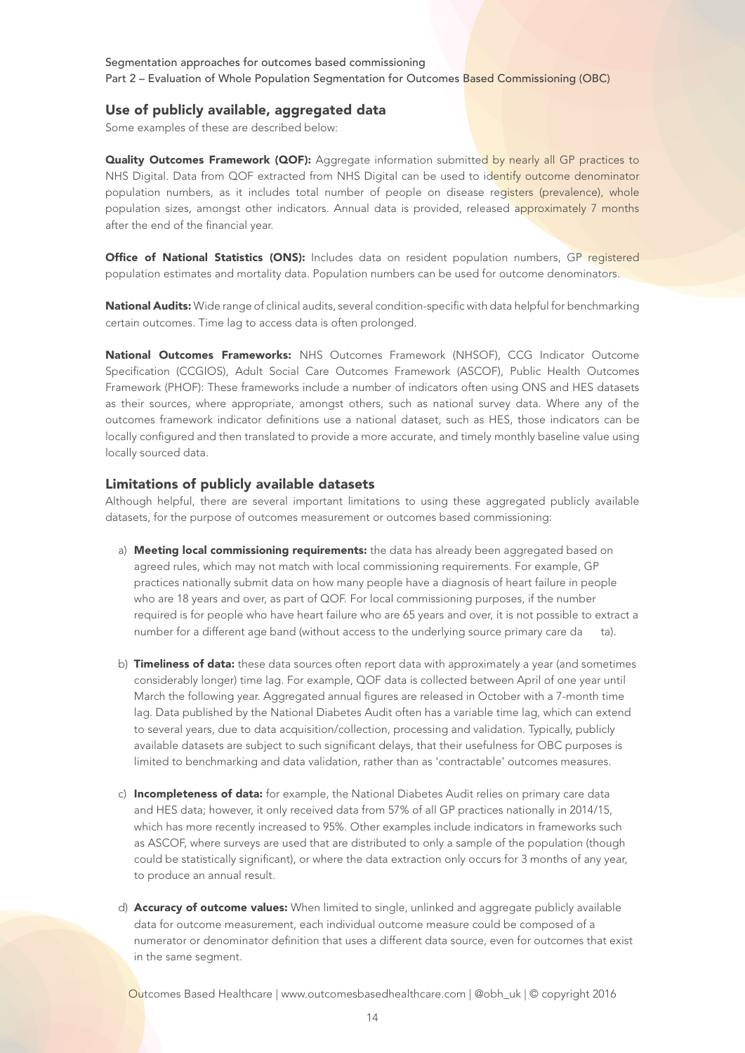## Use of publicly available, aggregated data

Some examples of these are described below:

**Quality Outcomes Framework (QOF):** Aggregate information submitted by nearly all GP practices to NHS Digital. Data from QOF extracted from NHS Digital can be used to identify outcome denominator population numbers, as it includes total number of people on disease registers (prevalence), whole population sizes, amongst other indicators. Annual data is provided, released approximately 7 months after the end of the financial year.

**Office of National Statistics (ONS):** Includes data on resident population numbers, GP registered population estimates and mortality data. Population numbers can be used for outcome denominators.

**National Audits:** Wide range of clinical audits, several condition-specific with data helpful for benchmarking certain outcomes. Time lag to access data is often prolonged.

**National Outcomes Frameworks:** NHS Outcomes Framework (NHSOF), CCG Indicator Outcome Specification (CCGIOS), Adult Social Care Outcomes Framework (ASCOF), Public Health Outcomes Framework (PHOF): These frameworks include a number of indicators often using ONS and HES datasets as their sources, where appropriate, amongst others, such as national survey data. Where any of the outcomes framework indicator definitions use a national dataset, such as HES, those indicators can be locally configured and then translated to provide a more accurate, and timely monthly baseline value using locally sourced data.

## Limitations of publicly available datasets

Although helpful, there are several important limitations to using these aggregated publicly available datasets, for the purpose of outcomes measurement or outcomes based commissioning:

a) **Meeting local commissioning requirements:** the data has already been aggregated based on agreed rules, which may not match with local commissioning requirements. For example, GP practices nationally submit data on how many people have a diagnosis of heart failure in people who are 18 years and over, as part of QOF. For local commissioning purposes, if the number required is for people who have heart failure who are 65 years and over, it is not possible to extract a number for a different age band (without access to the underlying source primary care data).

b) **Timeliness of data:** these data sources often report data with approximately a year (and sometimes considerably longer) time lag. For example, QOF data is collected between April of one year until March the following year. Aggregated annual figures are released in October with a 7-month time lag. Data published by the National Diabetes Audit often has a variable time lag, which can extend to several years, due to data acquisition/collection, processing and validation. Typically, publicly available datasets are subject to such significant delays, that their usefulness for OBC purposes is limited to benchmarking and data validation, rather than as 'contractable' outcomes measures.

c) **Incompleteness of data:** for example, the National Diabetes Audit relies on primary care data and HES data; however, it only received data from 57% of all GP practices nationally in 2014/15, which has more recently increased to 95%. Other examples include indicators in frameworks such as ASCOF, where surveys are used that are distributed to only a sample of the population (though could be statistically significant), or where the data extraction only occurs for 3 months of any year, to produce an annual result.

d) **Accuracy of outcome values:** When limited to single, unlinked and aggregate publicly available data for outcome measurement, each individual outcome measure could be composed of a numerator or denominator definition that uses a different data source, even for outcomes that exist in the same segment.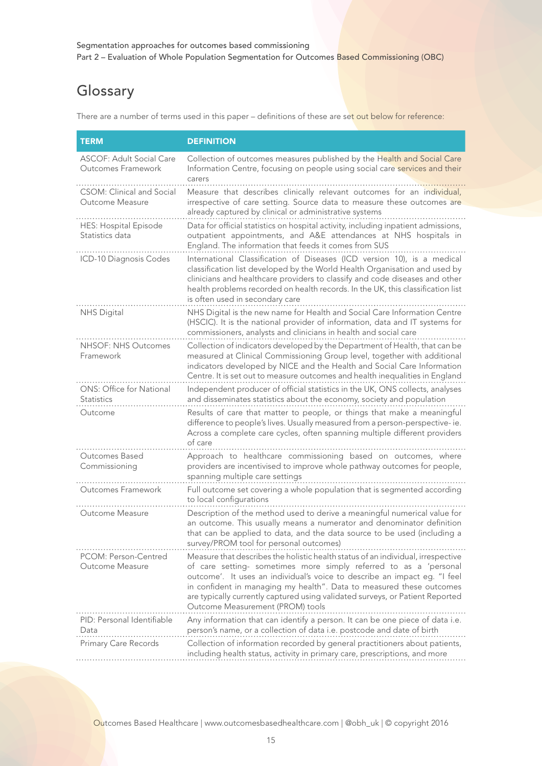## Glossary

There are a number of terms used in this paper – definitions of these are set out below for reference:

| TERM | DEFINITION |
|---|---|
| ASCOF: Adult Social Care Outcomes Framework | Collection of outcomes measures published by the Health and Social Care Information Centre, focusing on people using social care services and their carers |
| CSOM: Clinical and Social Outcome Measure | Measure that describes clinically relevant outcomes for an individual, irrespective of care setting. Source data to measure these outcomes are already captured by clinical or administrative systems |
| HES: Hospital Episode Statistics data | Data for official statistics on hospital activity, including inpatient admissions, outpatient appointments, and A&E attendances at NHS hospitals in England. The information that feeds it comes from SUS |
| ICD-10 Diagnosis Codes | International Classification of Diseases (ICD version 10), is a medical classification list developed by the World Health Organisation and used by clinicians and healthcare providers to classify and code diseases and other health problems recorded on health records. In the UK, this classification list is often used in secondary care |
| NHS Digital | NHS Digital is the new name for Health and Social Care Information Centre (HSCIC). It is the national provider of information, data and IT systems for commissioners, analysts and clinicians in health and social care |
| NHSOF: NHS Outcomes Framework | Collection of indicators developed by the Department of Health, that can be measured at Clinical Commissioning Group level, together with additional indicators developed by NICE and the Health and Social Care Information Centre. It is set out to measure outcomes and health inequalities in England |
| ONS: Office for National Statistics | Independent producer of official statistics in the UK, ONS collects, analyses and disseminates statistics about the economy, society and population |
| Outcome | Results of care that matter to people, or things that make a meaningful difference to people's lives. Usually measured from a person-perspective- ie. Across a complete care cycles, often spanning multiple different providers of care |
| Outcomes Based Commissioning | Approach to healthcare commissioning based on outcomes, where providers are incentivised to improve whole pathway outcomes for people, spanning multiple care settings |
| Outcomes Framework | Full outcome set covering a whole population that is segmented according to local configurations |
| Outcome Measure | Description of the method used to derive a meaningful numerical value for an outcome. This usually means a numerator and denominator definition that can be applied to data, and the data source to be used (including a survey/PROM tool for personal outcomes) |
| PCOM: Person-Centred Outcome Measure | Measure that describes the holistic health status of an individual, irrespective of care setting- sometimes more simply referred to as a 'personal outcome'. It uses an individual's voice to describe an impact eg. "I feel in confident in managing my health". Data to measured these outcomes are typically currently captured using validated surveys, or Patient Reported Outcome Measurement (PROM) tools |
| PID: Personal Identifiable Data | Any information that can identify a person. It can be one piece of data i.e. person's name, or a collection of data i.e. postcode and date of birth |
| Primary Care Records | Collection of information recorded by general practitioners about patients, including health status, activity in primary care, prescriptions, and more |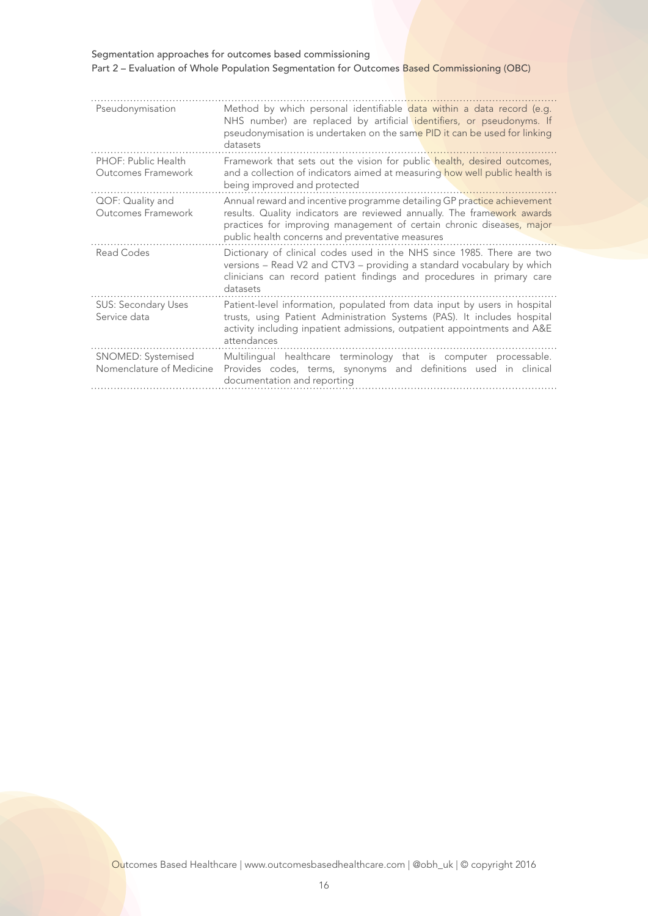| | |
|---|---|
| Pseudonymisation | Method by which personal identifiable data within a data record (e.g. NHS number) are replaced by artificial identifiers, or pseudonyms. If pseudonymisation is undertaken on the same PID it can be used for linking datasets |
| PHOF: Public Health Outcomes Framework | Framework that sets out the vision for public health, desired outcomes, and a collection of indicators aimed at measuring how well public health is being improved and protected |
| QOF: Quality and Outcomes Framework | Annual reward and incentive programme detailing GP practice achievement results. Quality indicators are reviewed annually. The framework awards practices for improving management of certain chronic diseases, major public health concerns and preventative measures |
| Read Codes | Dictionary of clinical codes used in the NHS since 1985. There are two versions – Read V2 and CTV3 – providing a standard vocabulary by which clinicians can record patient findings and procedures in primary care datasets |
| SUS: Secondary Uses Service data | Patient-level information, populated from data input by users in hospital trusts, using Patient Administration Systems (PAS). It includes hospital activity including inpatient admissions, outpatient appointments and A&E attendances |
| SNOMED: Systemised Nomenclature of Medicine | Multilingual healthcare terminology that is computer processable. Provides codes, terms, synonyms and definitions used in clinical documentation and reporting |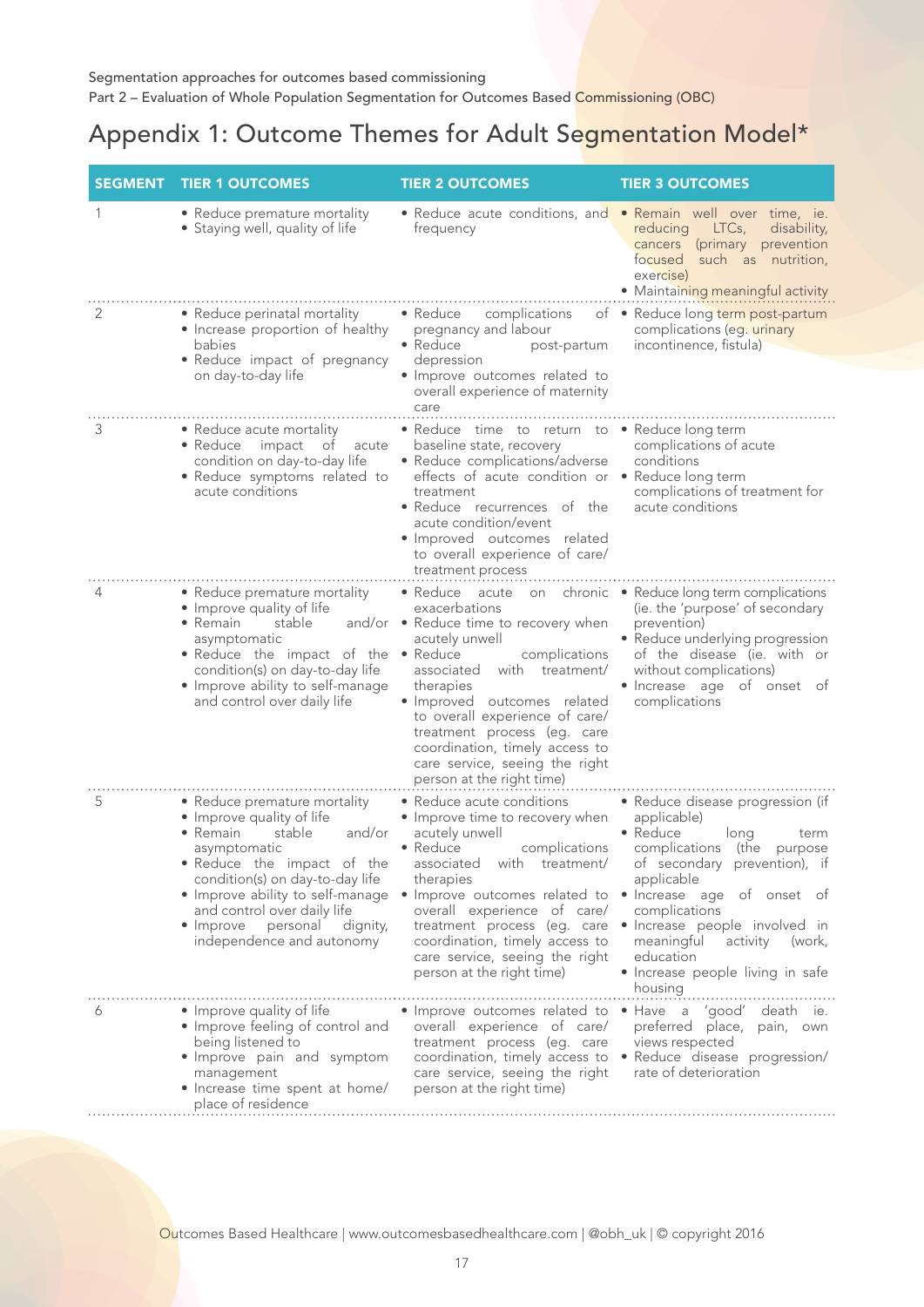# Appendix 1: Outcome Themes for Adult Segmentation Model*

| SEGMENT | TIER 1 OUTCOMES | TIER 2 OUTCOMES | TIER 3 OUTCOMES |
|---|---|---|---|
| 1 | • Reduce premature mortality<br>• Staying well, quality of life | • Reduce acute conditions, and frequency | • Remain well over time, ie. reducing LTCs, disability, cancers (primary prevention focused such as nutrition, exercise)<br>• Maintaining meaningful activity |
| 2 | • Reduce perinatal mortality<br>• Increase proportion of healthy babies<br>• Reduce impact of pregnancy on day-to-day life | • Reduce complications of pregnancy and labour<br>• Reduce post-partum depression<br>• Improve outcomes related to overall experience of maternity care | • Reduce long term post-partum complications (eg. urinary incontinence, fistula) |
| 3 | • Reduce acute mortality<br>• Reduce impact of acute condition on day-to-day life<br>• Reduce symptoms related to acute conditions | • Reduce time to return to baseline state, recovery<br>• Reduce complications/adverse effects of acute condition or treatment<br>• Reduce recurrences of the acute condition/event<br>• Improved outcomes related to overall experience of care/ treatment process | • Reduce long term complications of acute conditions<br>• Reduce long term complications of treatment for acute conditions |
| 4 | • Reduce premature mortality<br>• Improve quality of life<br>• Remain stable and/or asymptomatic<br>• Reduce the impact of the condition(s) on day-to-day life<br>• Improve ability to self-manage and control over daily life | • Reduce acute on chronic exacerbations<br>• Reduce time to recovery when acutely unwell<br>• Reduce complications associated with treatment/ therapies<br>• Improved outcomes related to overall experience of care/ treatment process (eg. care coordination, timely access to care service, seeing the right person at the right time) | • Reduce long term complications (ie. the 'purpose' of secondary prevention)<br>• Reduce underlying progression of the disease (ie. with or without complications)<br>• Increase age of onset of complications |
| 5 | • Reduce premature mortality<br>• Improve quality of life<br>• Remain stable and/or asymptomatic<br>• Reduce the impact of the condition(s) on day-to-day life<br>• Improve ability to self-manage and control over daily life<br>• Improve personal dignity, independence and autonomy | • Reduce acute conditions<br>• Improve time to recovery when acutely unwell<br>• Reduce complications associated with treatment/ therapies<br>• Improve outcomes related to overall experience of care/ treatment process (eg. care coordination, timely access to care service, seeing the right person at the right time) | • Reduce disease progression (if applicable)<br>• Reduce long term complications (the purpose of secondary prevention), if applicable<br>• Increase age of onset of complications<br>• Increase people involved in meaningful activity (work, education<br>• Increase people living in safe housing |
| 6 | • Improve quality of life<br>• Improve feeling of control and being listened to<br>• Improve pain and symptom management<br>• Increase time spent at home/ place of residence | • Improve outcomes related to overall experience of care/ treatment process (eg. care coordination, timely access to care service, seeing the right person at the right time) | • Have a 'good' death ie. preferred place, pain, own views respected<br>• Reduce disease progression/ rate of deterioration |

Outcomes Based Healthcare | www.outcomesbasedhealthcare.com | @obh_uk | © copyright 2016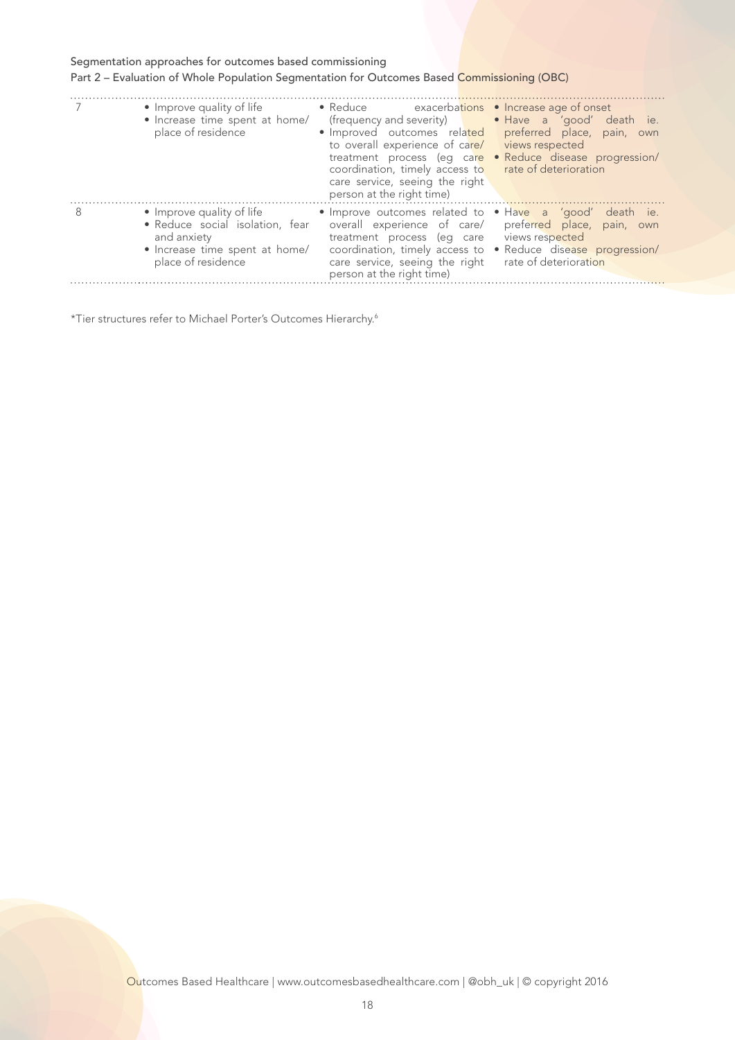Segmentation approaches for outcomes based commissioning
Part 2 – Evaluation of Whole Population Segmentation for Outcomes Based Commissioning (OBC)

| | | | |
|---|---|---|---|
| 7 | • Improve quality of life<br>• Increase time spent at home/ place of residence | • Reduce exacerbations (frequency and severity)<br>• Improved outcomes related to overall experience of care/ treatment process (eg care coordination, timely access to care service, seeing the right person at the right time) | • Increase age of onset<br>• Have a 'good' death ie. preferred place, pain, own views respected<br>• Reduce disease progression/ rate of deterioration |
| 8 | • Improve quality of life<br>• Reduce social isolation, fear and anxiety<br>• Increase time spent at home/ place of residence | • Improve outcomes related to overall experience of care/ treatment process (eg care coordination, timely access to care service, seeing the right person at the right time) | • Have a 'good' death ie. preferred place, pain, own views respected<br>• Reduce disease progression/ rate of deterioration |

*Tier structures refer to Michael Porter's Outcomes Hierarchy.[6]

Outcomes Based Healthcare | www.outcomesbasedhealthcare.com | @obh_uk | © copyright 2016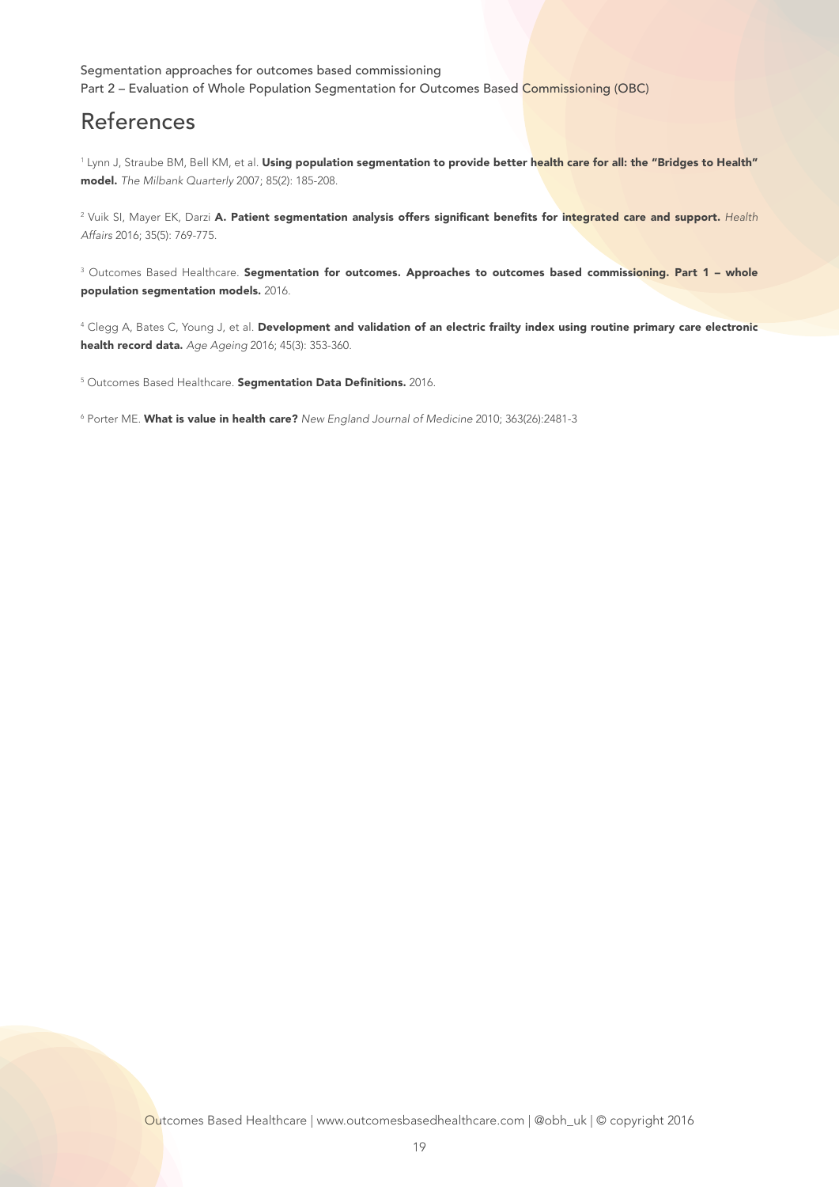# References

[1] Lynn J, Straube BM, Bell KM, et al. **Using population segmentation to provide better health care for all: the "Bridges to Health" model.** *The Milbank Quarterly* 2007; 85(2): 185-208.

[2] Vuik SI, Mayer EK, Darzi **A. Patient segmentation analysis offers significant benefits for integrated care and support.** *Health Affairs* 2016; 35(5): 769-775.

[3] Outcomes Based Healthcare. **Segmentation for outcomes. Approaches to outcomes based commissioning. Part 1 – whole population segmentation models.** 2016.

[4] Clegg A, Bates C, Young J, et al. **Development and validation of an electric frailty index using routine primary care electronic health record data.** *Age Ageing* 2016; 45(3): 353-360.

[5] Outcomes Based Healthcare. **Segmentation Data Definitions.** 2016.

[6] Porter ME. **What is value in health care?** *New England Journal of Medicine* 2010; 363(26):2481-3